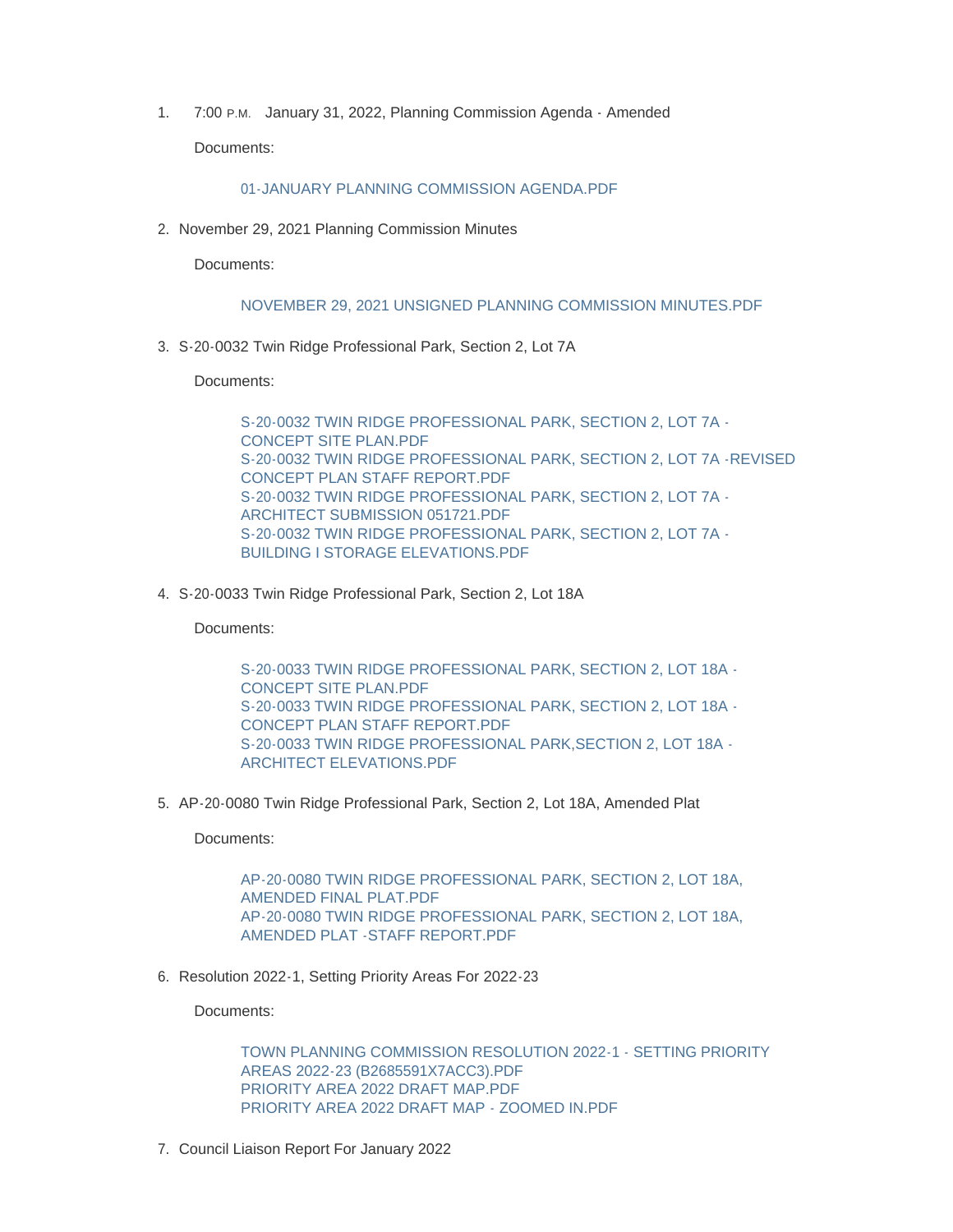1. 7:00 P.M. January 31, 2022, Planning Commission Agenda - Amended

   Documents:

   01-JANUARY PLANNING COMMISSION AGENDA.PDF

2. November 29, 2021 Planning Commission Minutes

   Documents:

   NOVEMBER 29, 2021 UNSIGNED PLANNING COMMISSION MINUTES.PDF

3. S-20-0032 Twin Ridge Professional Park, Section 2, Lot 7A

   Documents:

   S-20-0032 TWIN RIDGE PROFESSIONAL PARK, SECTION 2, LOT 7A - CONCEPT SITE PLAN.PDF
   S-20-0032 TWIN RIDGE PROFESSIONAL PARK, SECTION 2, LOT 7A -REVISED CONCEPT PLAN STAFF REPORT.PDF
   S-20-0032 TWIN RIDGE PROFESSIONAL PARK, SECTION 2, LOT 7A - ARCHITECT SUBMISSION 051721.PDF
   S-20-0032 TWIN RIDGE PROFESSIONAL PARK, SECTION 2, LOT 7A - BUILDING I STORAGE ELEVATIONS.PDF

4. S-20-0033 Twin Ridge Professional Park, Section 2, Lot 18A

   Documents:

   S-20-0033 TWIN RIDGE PROFESSIONAL PARK, SECTION 2, LOT 18A - CONCEPT SITE PLAN.PDF
   S-20-0033 TWIN RIDGE PROFESSIONAL PARK, SECTION 2, LOT 18A - CONCEPT PLAN STAFF REPORT.PDF
   S-20-0033 TWIN RIDGE PROFESSIONAL PARK,SECTION 2, LOT 18A - ARCHITECT ELEVATIONS.PDF

5. AP-20-0080 Twin Ridge Professional Park, Section 2, Lot 18A, Amended Plat

   Documents:

   AP-20-0080 TWIN RIDGE PROFESSIONAL PARK, SECTION 2, LOT 18A, AMENDED FINAL PLAT.PDF
   AP-20-0080 TWIN RIDGE PROFESSIONAL PARK, SECTION 2, LOT 18A, AMENDED PLAT -STAFF REPORT.PDF

6. Resolution 2022-1, Setting Priority Areas For 2022-23

   Documents:

   TOWN PLANNING COMMISSION RESOLUTION 2022-1 - SETTING PRIORITY AREAS 2022-23 (B2685591X7ACC3).PDF
   PRIORITY AREA 2022 DRAFT MAP.PDF
   PRIORITY AREA 2022 DRAFT MAP - ZOOMED IN.PDF

7. Council Liaison Report For January 2022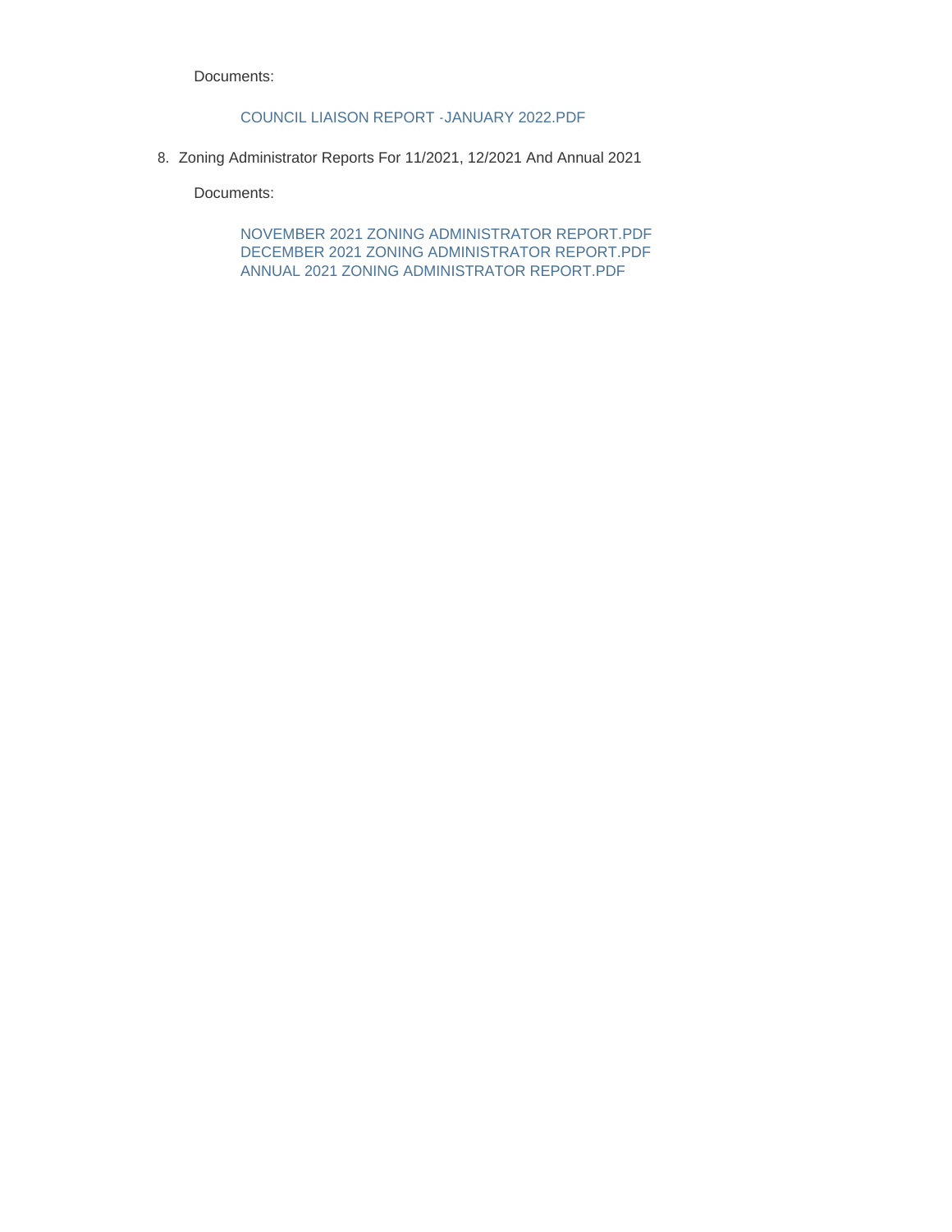Documents:

COUNCIL LIAISON REPORT -JANUARY 2022.PDF

8. Zoning Administrator Reports For 11/2021, 12/2021 And Annual 2021

Documents:

NOVEMBER 2021 ZONING ADMINISTRATOR REPORT.PDF
DECEMBER 2021 ZONING ADMINISTRATOR REPORT.PDF
ANNUAL 2021 ZONING ADMINISTRATOR REPORT.PDF